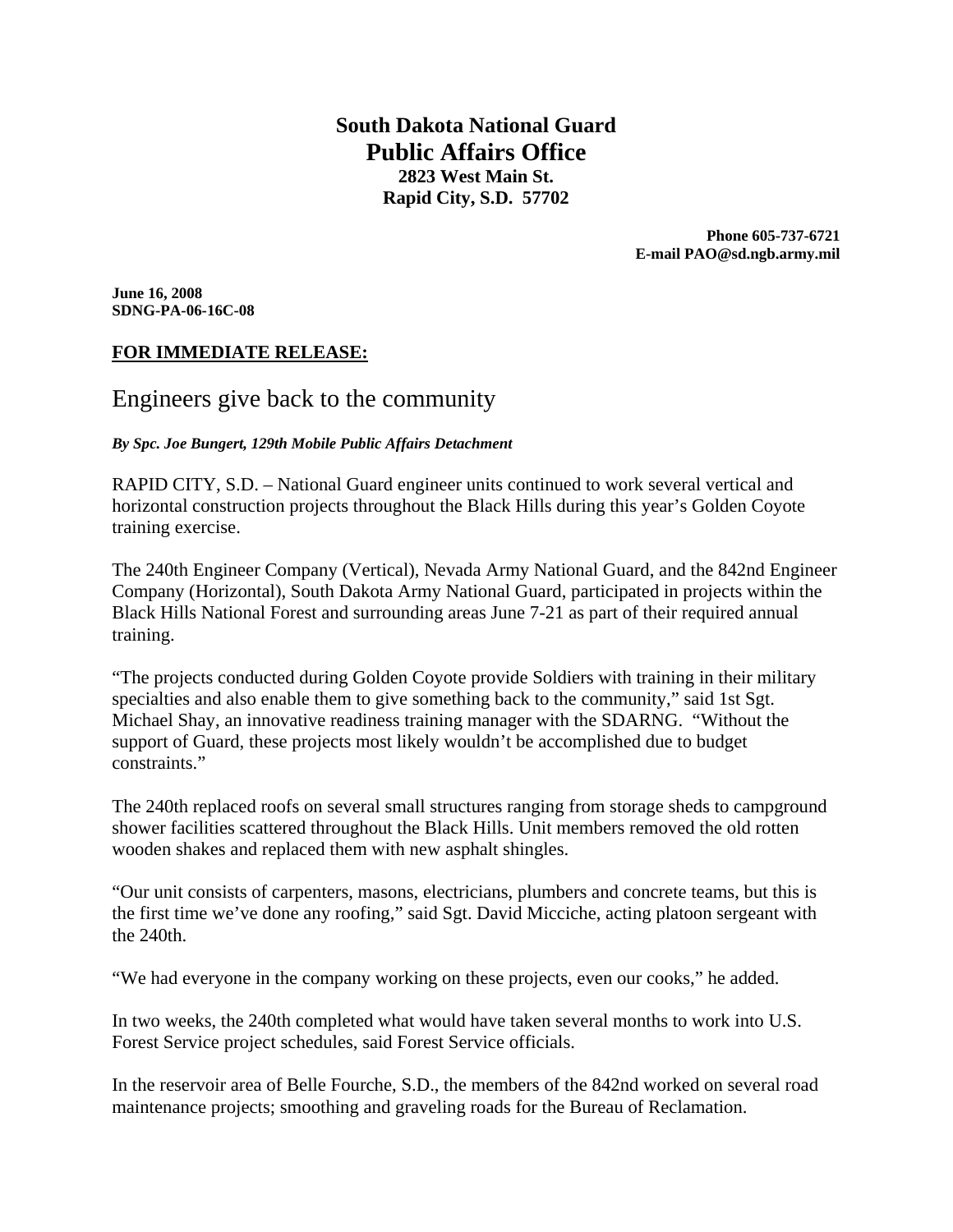**South Dakota National Guard**

# Public Affairs Office

**2823 West Main St.**
**Rapid City, S.D. 57702**

**Phone 605-737-6721**
**E-mail PAO@sd.ngb.army.mil**

**June 16, 2008**
**SDNG-PA-06-16C-08**

**FOR IMMEDIATE RELEASE:**

## Engineers give back to the community

***By Spc. Joe Bungert, 129th Mobile Public Affairs Detachment***

RAPID CITY, S.D. – National Guard engineer units continued to work several vertical and horizontal construction projects throughout the Black Hills during this year's Golden Coyote training exercise.

The 240th Engineer Company (Vertical), Nevada Army National Guard, and the 842nd Engineer Company (Horizontal), South Dakota Army National Guard, participated in projects within the Black Hills National Forest and surrounding areas June 7-21 as part of their required annual training.

"The projects conducted during Golden Coyote provide Soldiers with training in their military specialties and also enable them to give something back to the community," said 1st Sgt. Michael Shay, an innovative readiness training manager with the SDARNG. "Without the support of Guard, these projects most likely wouldn't be accomplished due to budget constraints."

The 240th replaced roofs on several small structures ranging from storage sheds to campground shower facilities scattered throughout the Black Hills. Unit members removed the old rotten wooden shakes and replaced them with new asphalt shingles.

"Our unit consists of carpenters, masons, electricians, plumbers and concrete teams, but this is the first time we've done any roofing," said Sgt. David Micciche, acting platoon sergeant with the 240th.

"We had everyone in the company working on these projects, even our cooks," he added.

In two weeks, the 240th completed what would have taken several months to work into U.S. Forest Service project schedules, said Forest Service officials.

In the reservoir area of Belle Fourche, S.D., the members of the 842nd worked on several road maintenance projects; smoothing and graveling roads for the Bureau of Reclamation.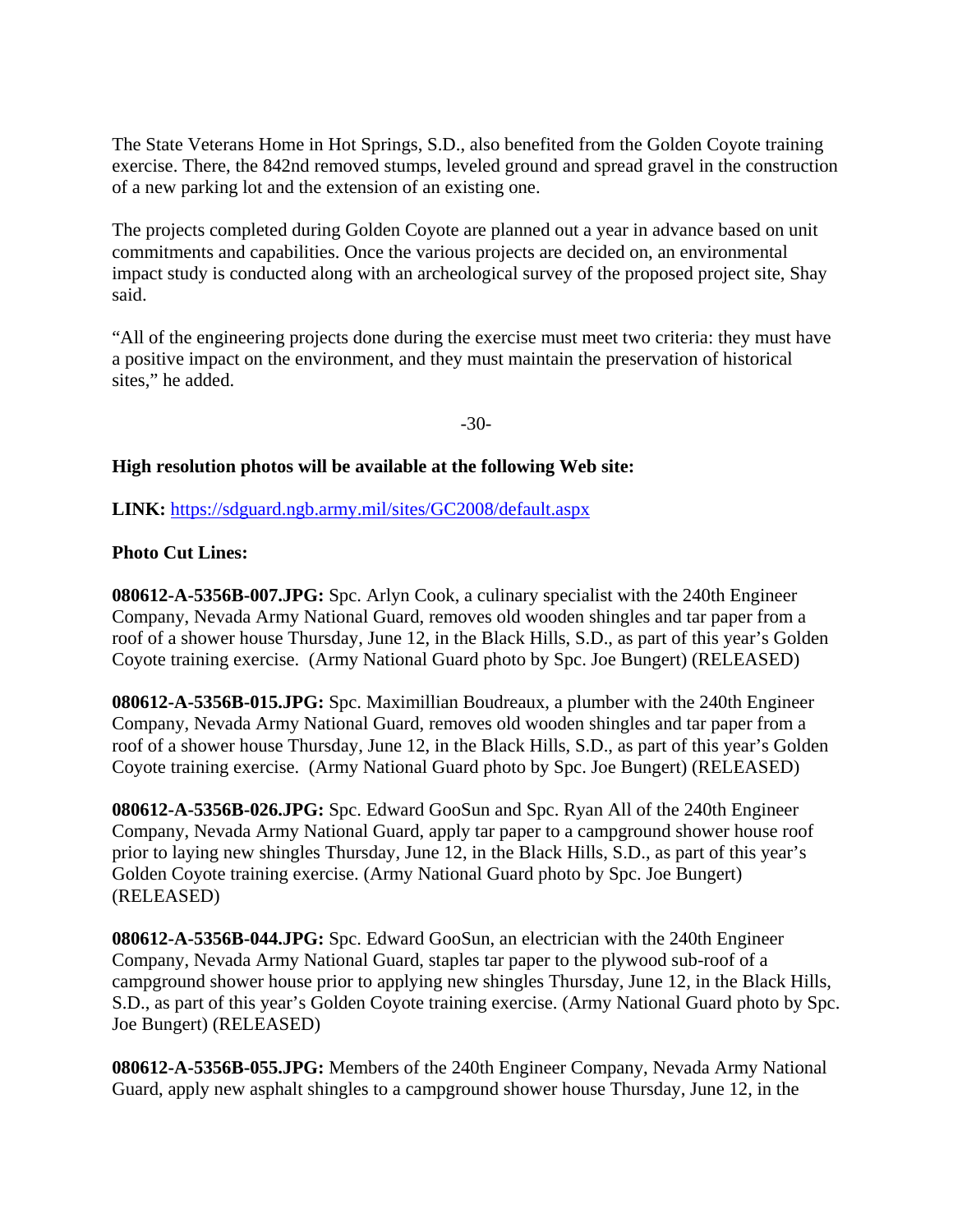The State Veterans Home in Hot Springs, S.D., also benefited from the Golden Coyote training exercise. There, the 842nd removed stumps, leveled ground and spread gravel in the construction of a new parking lot and the extension of an existing one.

The projects completed during Golden Coyote are planned out a year in advance based on unit commitments and capabilities. Once the various projects are decided on, an environmental impact study is conducted along with an archeological survey of the proposed project site, Shay said.

"All of the engineering projects done during the exercise must meet two criteria: they must have a positive impact on the environment, and they must maintain the preservation of historical sites," he added.

-30-

**High resolution photos will be available at the following Web site:**

**LINK:** [https://sdguard.ngb.army.mil/sites/GC2008/default.aspx](https://sdguard.ngb.army.mil/sites/GC2008/default.aspx)

**Photo Cut Lines:**

**080612-A-5356B-007.JPG:** Spc. Arlyn Cook, a culinary specialist with the 240th Engineer Company, Nevada Army National Guard, removes old wooden shingles and tar paper from a roof of a shower house Thursday, June 12, in the Black Hills, S.D., as part of this year's Golden Coyote training exercise. (Army National Guard photo by Spc. Joe Bungert) (RELEASED)

**080612-A-5356B-015.JPG:** Spc. Maximillian Boudreaux, a plumber with the 240th Engineer Company, Nevada Army National Guard, removes old wooden shingles and tar paper from a roof of a shower house Thursday, June 12, in the Black Hills, S.D., as part of this year's Golden Coyote training exercise. (Army National Guard photo by Spc. Joe Bungert) (RELEASED)

**080612-A-5356B-026.JPG:** Spc. Edward GooSun and Spc. Ryan All of the 240th Engineer Company, Nevada Army National Guard, apply tar paper to a campground shower house roof prior to laying new shingles Thursday, June 12, in the Black Hills, S.D., as part of this year's Golden Coyote training exercise. (Army National Guard photo by Spc. Joe Bungert) (RELEASED)

**080612-A-5356B-044.JPG:** Spc. Edward GooSun, an electrician with the 240th Engineer Company, Nevada Army National Guard, staples tar paper to the plywood sub-roof of a campground shower house prior to applying new shingles Thursday, June 12, in the Black Hills, S.D., as part of this year's Golden Coyote training exercise. (Army National Guard photo by Spc. Joe Bungert) (RELEASED)

**080612-A-5356B-055.JPG:** Members of the 240th Engineer Company, Nevada Army National Guard, apply new asphalt shingles to a campground shower house Thursday, June 12, in the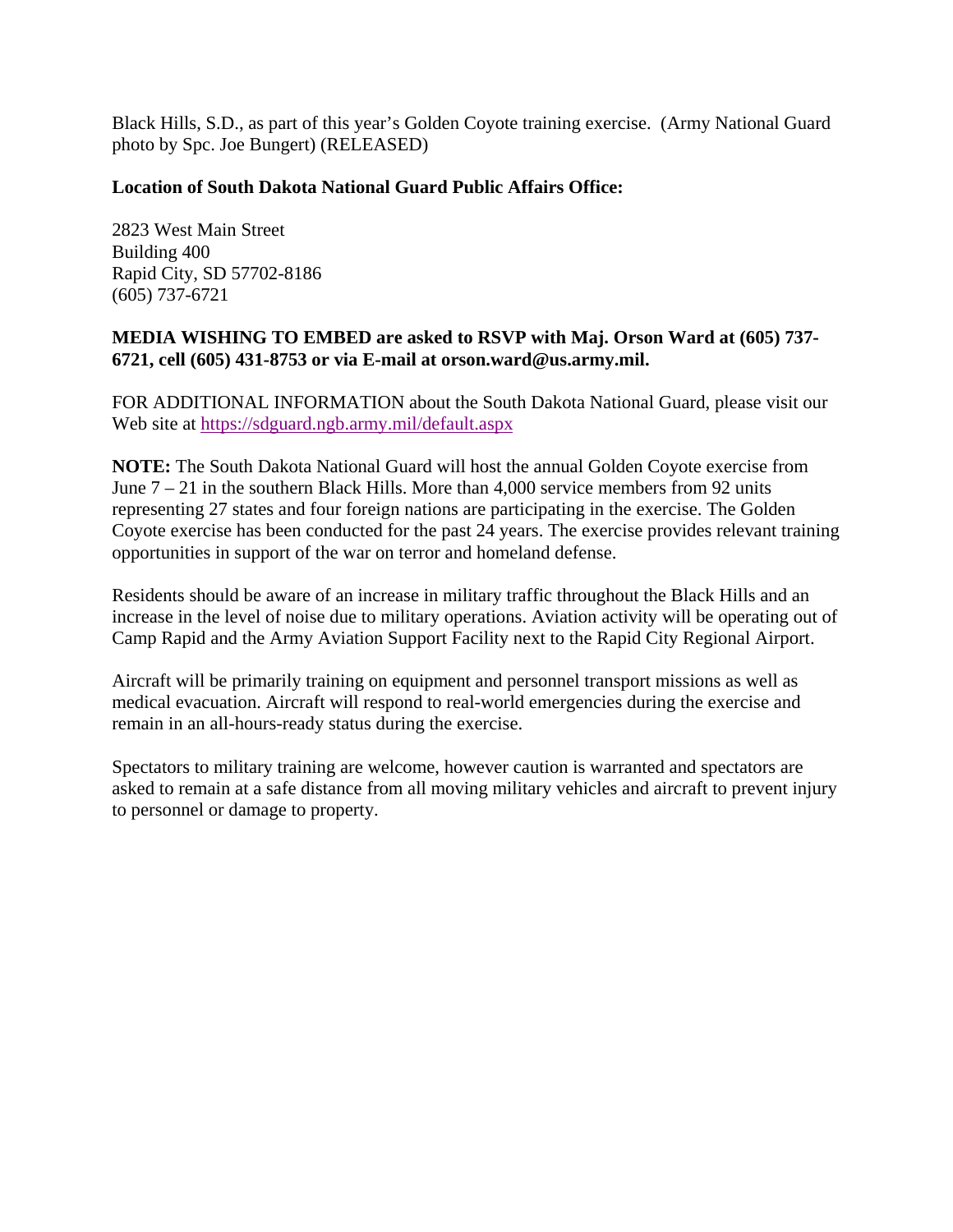Black Hills, S.D., as part of this year's Golden Coyote training exercise. (Army National Guard photo by Spc. Joe Bungert) (RELEASED)

**Location of South Dakota National Guard Public Affairs Office:**

2823 West Main Street
Building 400
Rapid City, SD 57702-8186
(605) 737-6721

**MEDIA WISHING TO EMBED are asked to RSVP with Maj. Orson Ward at (605) 737-6721, cell (605) 431-8753 or via E-mail at orson.ward@us.army.mil.**

FOR ADDITIONAL INFORMATION about the South Dakota National Guard, please visit our Web site at https://sdguard.ngb.army.mil/default.aspx

**NOTE:** The South Dakota National Guard will host the annual Golden Coyote exercise from June 7 – 21 in the southern Black Hills. More than 4,000 service members from 92 units representing 27 states and four foreign nations are participating in the exercise. The Golden Coyote exercise has been conducted for the past 24 years. The exercise provides relevant training opportunities in support of the war on terror and homeland defense.

Residents should be aware of an increase in military traffic throughout the Black Hills and an increase in the level of noise due to military operations. Aviation activity will be operating out of Camp Rapid and the Army Aviation Support Facility next to the Rapid City Regional Airport.

Aircraft will be primarily training on equipment and personnel transport missions as well as medical evacuation. Aircraft will respond to real-world emergencies during the exercise and remain in an all-hours-ready status during the exercise.

Spectators to military training are welcome, however caution is warranted and spectators are asked to remain at a safe distance from all moving military vehicles and aircraft to prevent injury to personnel or damage to property.